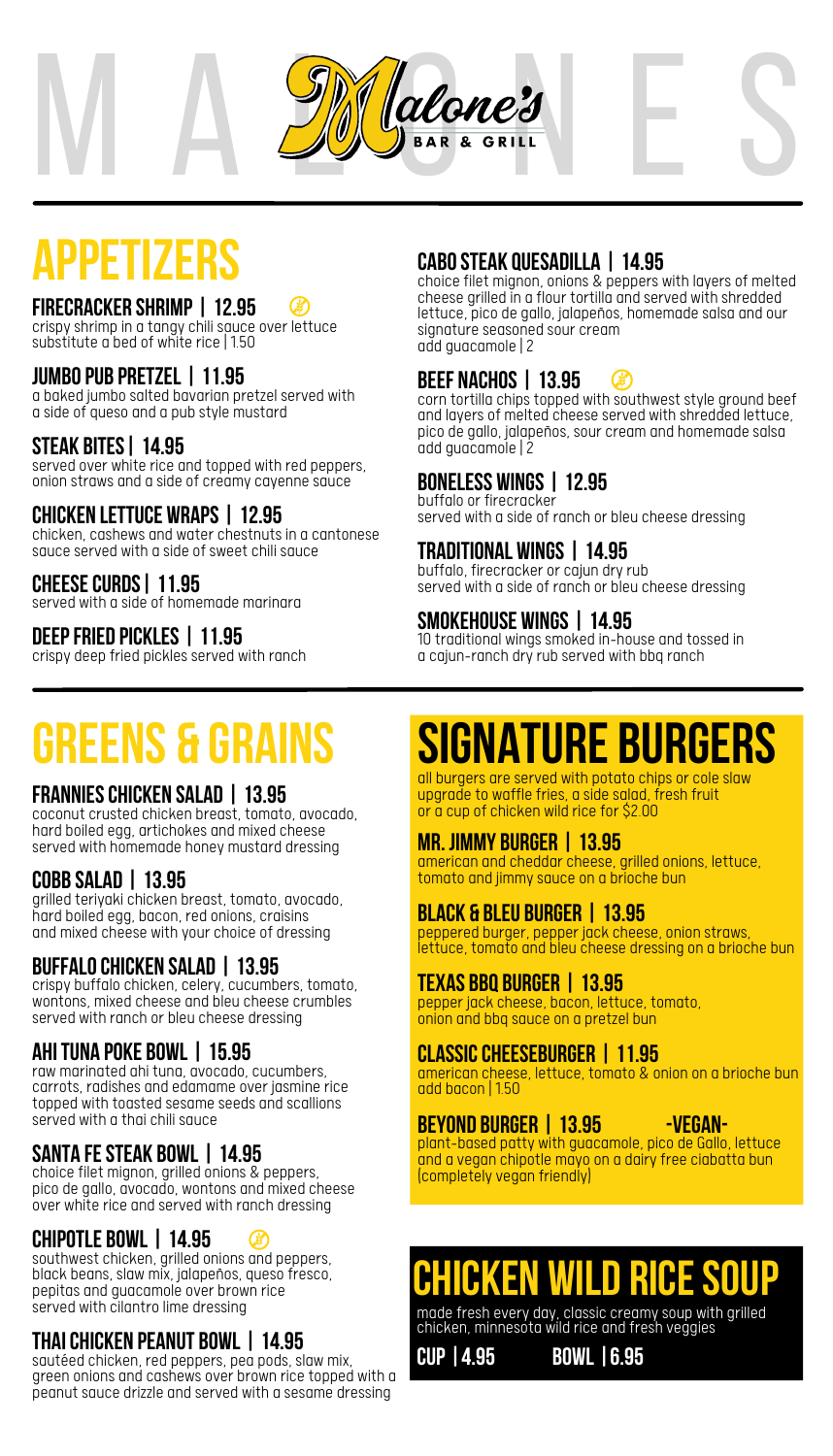# Malone's BAR & GRILL

## APPETIZERS

### FIRECRACKER SHRIMP | 12.95
crispy shrimp in a tangy chili sauce over lettuce
substitute a bed of white rice | 1.50

### JUMBO PUB PRETZEL | 11.95
a baked jumbo salted bavarian pretzel served with a side of queso and a pub style mustard

### STEAK BITES | 14.95
served over white rice and topped with red peppers, onion straws and a side of creamy cayenne sauce

### CHICKEN LETTUCE WRAPS | 12.95
chicken, cashews and water chestnuts in a cantonese sauce served with a side of sweet chili sauce

### CHEESE CURDS | 11.95
served with a side of homemade marinara

### DEEP FRIED PICKLES | 11.95
crispy deep fried pickles served with ranch

### CABO STEAK QUESADILLA | 14.95
choice filet mignon, onions & peppers with layers of melted cheese grilled in a flour tortilla and served with shredded lettuce, pico de gallo, jalapeños, homemade salsa and our signature seasoned sour cream
add guacamole | 2

### BEEF NACHOS | 13.95
corn tortilla chips topped with southwest style ground beef and layers of melted cheese served with shredded lettuce, pico de gallo, jalapeños, sour cream and homemade salsa
add guacamole | 2

### BONELESS WINGS | 12.95
buffalo or firecracker
served with a side of ranch or bleu cheese dressing

### TRADITIONAL WINGS | 14.95
buffalo, firecracker or cajun dry rub
served with a side of ranch or bleu cheese dressing

### SMOKEHOUSE WINGS | 14.95
10 traditional wings smoked in-house and tossed in a cajun-ranch dry rub served with bbq ranch

## GREENS & GRAINS

### FRANNIES CHICKEN SALAD | 13.95
coconut crusted chicken breast, tomato, avocado, hard boiled egg, artichokes and mixed cheese served with homemade honey mustard dressing

### COBB SALAD | 13.95
grilled teriyaki chicken breast, tomato, avocado, hard boiled egg, bacon, red onions, craisins and mixed cheese with your choice of dressing

### BUFFALO CHICKEN SALAD | 13.95
crispy buffalo chicken, celery, cucumbers, tomato, wontons, mixed cheese and bleu cheese crumbles served with ranch or bleu cheese dressing

### AHI TUNA POKE BOWL | 15.95
raw marinated ahi tuna, avocado, cucumbers, carrots, radishes and edamame over jasmine rice topped with toasted sesame seeds and scallions served with a thai chili sauce

### SANTA FE STEAK BOWL | 14.95
choice filet mignon, grilled onions & peppers, pico de gallo, avocado, wontons and mixed cheese over white rice and served with ranch dressing

### CHIPOTLE BOWL | 14.95
southwest chicken, grilled onions and peppers, black beans, slaw mix, jalapeños, queso fresco, pepitas and guacamole over brown rice served with cilantro lime dressing

### THAI CHICKEN PEANUT BOWL | 14.95
sautéed chicken, red peppers, pea pods, slaw mix, green onions and cashews over brown rice topped with a peanut sauce drizzle and served with a sesame dressing

## SIGNATURE BURGERS

all burgers are served with potato chips or cole slaw
upgrade to waffle fries, a side salad, fresh fruit or a cup of chicken wild rice for $2.00

### MR. JIMMY BURGER | 13.95
american and cheddar cheese, grilled onions, lettuce, tomato and jimmy sauce on a brioche bun

### BLACK & BLEU BURGER | 13.95
peppered burger, pepper jack cheese, onion straws, lettuce, tomato and bleu cheese dressing on a brioche bun

### TEXAS BBQ BURGER | 13.95
pepper jack cheese, bacon, lettuce, tomato, onion and bbq sauce on a pretzel bun

### CLASSIC CHEESEBURGER | 11.95
american cheese, lettuce, tomato & onion on a brioche bun
add bacon | 1.50

### BEYOND BURGER | 13.95 -VEGAN-
plant-based patty with guacamole, pico de Gallo, lettuce and a vegan chipotle mayo on a dairy free ciabatta bun (completely vegan friendly)

## CHICKEN WILD RICE SOUP

made fresh every day, classic creamy soup with grilled chicken, minnesota wild rice and fresh veggies

**CUP | 4.95** **BOWL | 6.95**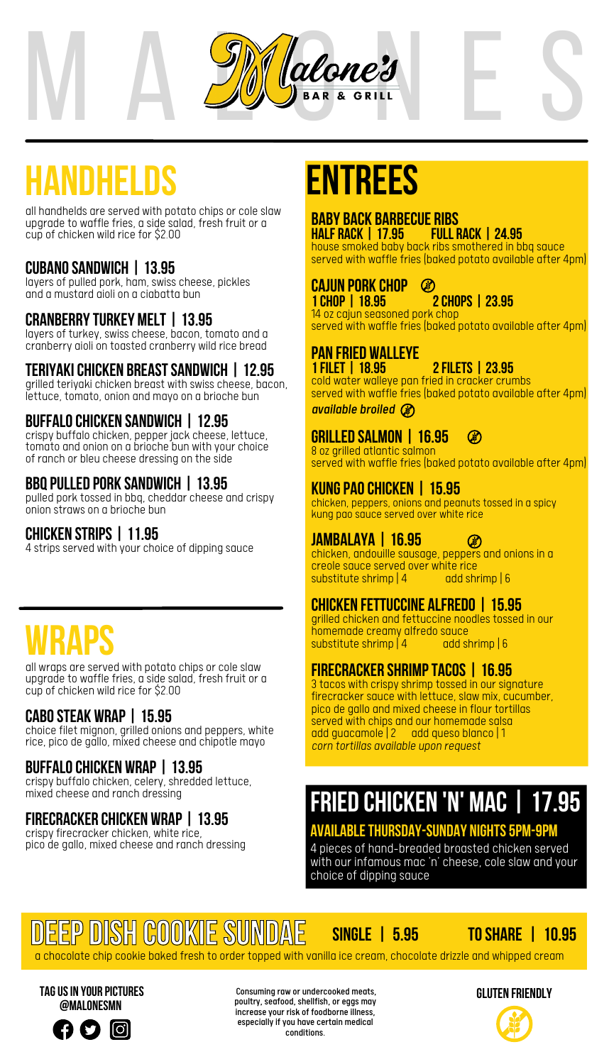# Malone's BAR & GRILL

## HANDHELDS

all handhelds are served with potato chips or cole slaw upgrade to waffle fries, a side salad, fresh fruit or a cup of chicken wild rice for $2.00

### CUBANO SANDWICH | 13.95

layers of pulled pork, ham, swiss cheese, pickles and a mustard aioli on a ciabatta bun

### CRANBERRY TURKEY MELT | 13.95

layers of turkey, swiss cheese, bacon, tomato and a cranberry aioli on toasted cranberry wild rice bread

### TERIYAKI CHICKEN BREAST SANDWICH | 12.95

grilled teriyaki chicken breast with swiss cheese, bacon, lettuce, tomato, onion and mayo on a brioche bun

### BUFFALO CHICKEN SANDWICH | 12.95

crispy buffalo chicken, pepper jack cheese, lettuce, tomato and onion on a brioche bun with your choice of ranch or bleu cheese dressing on the side

### BBQ PULLED PORK SANDWICH | 13.95

pulled pork tossed in bbq, cheddar cheese and crispy onion straws on a brioche bun

### CHICKEN STRIPS | 11.95

4 strips served with your choice of dipping sauce

## WRAPS

all wraps are served with potato chips or cole slaw upgrade to waffle fries, a side salad, fresh fruit or a cup of chicken wild rice for $2.00

### CABO STEAK WRAP | 15.95

choice filet mignon, grilled onions and peppers, white rice, pico de gallo, mixed cheese and chipotle mayo

### BUFFALO CHICKEN WRAP | 13.95

crispy buffalo chicken, celery, shredded lettuce, mixed cheese and ranch dressing

### FIRECRACKER CHICKEN WRAP | 13.95

crispy firecracker chicken, white rice, pico de gallo, mixed cheese and ranch dressing

## ENTREES

### BABY BACK BARBECUE RIBS

**HALF RACK | 17.95 FULL RACK | 24.95**

house smoked baby back ribs smothered in bbq sauce served with waffle fries (baked potato available after 4pm)

### CAJUN PORK CHOP (gluten friendly)

**1 CHOP | 18.95 2 CHOPS | 23.95**

14 oz cajun seasoned pork chop served with waffle fries (baked potato available after 4pm)

### PAN FRIED WALLEYE

**1 FILET | 18.95 2 FILETS | 23.95**

cold water walleye pan fried in cracker crumbs served with waffle fries (baked potato available after 4pm)

*available broiled* (gluten friendly)

### GRILLED SALMON | 16.95 (gluten friendly)

8 oz grilled atlantic salmon served with waffle fries (baked potato available after 4pm)

### KUNG PAO CHICKEN | 15.95

chicken, peppers, onions and peanuts tossed in a spicy kung pao sauce served over white rice

### JAMBALAYA | 16.95 (gluten friendly)

chicken, andouille sausage, peppers and onions in a creole sauce served over white rice
substitute shrimp | 4 add shrimp | 6

### CHICKEN FETTUCCINE ALFREDO | 15.95

grilled chicken and fettuccine noodles tossed in our homemade creamy alfredo sauce
substitute shrimp | 4 add shrimp | 6

### FIRECRACKER SHRIMP TACOS | 16.95

3 tacos with crispy shrimp tossed in our signature firecracker sauce with lettuce, slaw mix, cucumber, pico de gallo and mixed cheese in flour tortillas served with chips and our homemade salsa
add guacamole | 2 add queso blanco | 1
*corn tortillas available upon request*

## FRIED CHICKEN 'N' MAC | 17.95

### AVAILABLE THURSDAY-SUNDAY NIGHTS 5PM-9PM

4 pieces of hand-breaded broasted chicken served with our infamous mac 'n' cheese, cole slaw and your choice of dipping sauce

## DEEP DISH COOKIE SUNDAE

**SINGLE | 5.95 TO SHARE | 10.95**

a chocolate chip cookie baked fresh to order topped with vanilla ice cream, chocolate drizzle and whipped cream

**TAG US IN YOUR PICTURES @MALONESMN**

Consuming raw or undercooked meats, poultry, seafood, shellfish, or eggs may increase your risk of foodborne illness, especially if you have certain medical conditions.

**GLUTEN FRIENDLY**